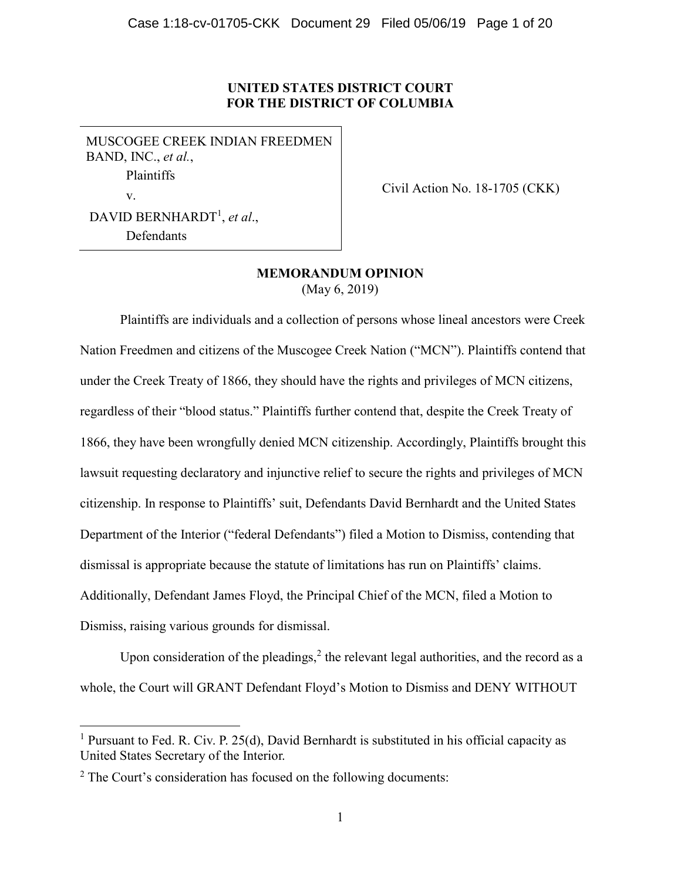**UNITED STATES DISTRICT COURT**
**FOR THE DISTRICT OF COLUMBIA**

| | |
|---|---|
| MUSCOGEE CREEK INDIAN FREEDMEN BAND, INC., *et al.*,<br>Plaintiffs<br>v.<br>DAVID BERNHARDT[1], *et al*.,<br>Defendants | Civil Action No. 18-1705 (CKK) |

**MEMORANDUM OPINION**
(May 6, 2019)

Plaintiffs are individuals and a collection of persons whose lineal ancestors were Creek Nation Freedmen and citizens of the Muscogee Creek Nation ("MCN"). Plaintiffs contend that under the Creek Treaty of 1866, they should have the rights and privileges of MCN citizens, regardless of their "blood status." Plaintiffs further contend that, despite the Creek Treaty of 1866, they have been wrongfully denied MCN citizenship. Accordingly, Plaintiffs brought this lawsuit requesting declaratory and injunctive relief to secure the rights and privileges of MCN citizenship. In response to Plaintiffs' suit, Defendants David Bernhardt and the United States Department of the Interior ("federal Defendants") filed a Motion to Dismiss, contending that dismissal is appropriate because the statute of limitations has run on Plaintiffs' claims. Additionally, Defendant James Floyd, the Principal Chief of the MCN, filed a Motion to Dismiss, raising various grounds for dismissal.

Upon consideration of the pleadings,[2] the relevant legal authorities, and the record as a whole, the Court will GRANT Defendant Floyd's Motion to Dismiss and DENY WITHOUT

---

[1] Pursuant to Fed. R. Civ. P. 25(d), David Bernhardt is substituted in his official capacity as United States Secretary of the Interior.

[2] The Court's consideration has focused on the following documents: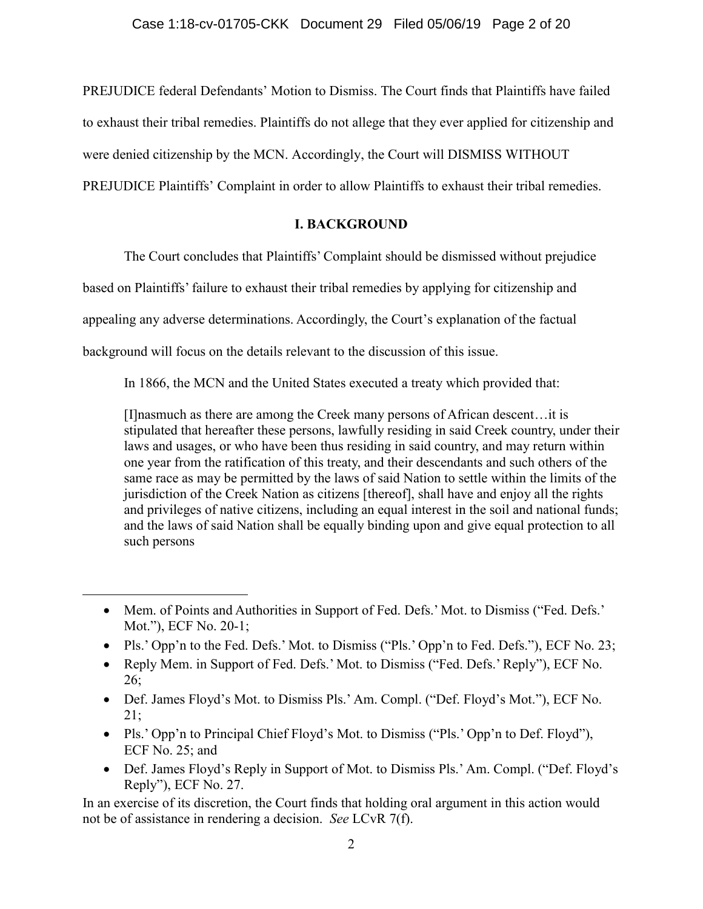PREJUDICE federal Defendants' Motion to Dismiss. The Court finds that Plaintiffs have failed to exhaust their tribal remedies. Plaintiffs do not allege that they ever applied for citizenship and were denied citizenship by the MCN. Accordingly, the Court will DISMISS WITHOUT PREJUDICE Plaintiffs' Complaint in order to allow Plaintiffs to exhaust their tribal remedies.

## I. BACKGROUND

The Court concludes that Plaintiffs' Complaint should be dismissed without prejudice based on Plaintiffs' failure to exhaust their tribal remedies by applying for citizenship and appealing any adverse determinations. Accordingly, the Court's explanation of the factual background will focus on the details relevant to the discussion of this issue.

In 1866, the MCN and the United States executed a treaty which provided that:

> [I]nasmuch as there are among the Creek many persons of African descent…it is stipulated that hereafter these persons, lawfully residing in said Creek country, under their laws and usages, or who have been thus residing in said country, and may return within one year from the ratification of this treaty, and their descendants and such others of the same race as may be permitted by the laws of said Nation to settle within the limits of the jurisdiction of the Creek Nation as citizens [thereof], shall have and enjoy all the rights and privileges of native citizens, including an equal interest in the soil and national funds; and the laws of said Nation shall be equally binding upon and give equal protection to all such persons

---

- Mem. of Points and Authorities in Support of Fed. Defs.' Mot. to Dismiss ("Fed. Defs.' Mot."), ECF No. 20-1;
- Pls.' Opp'n to the Fed. Defs.' Mot. to Dismiss ("Pls.' Opp'n to Fed. Defs."), ECF No. 23;
- Reply Mem. in Support of Fed. Defs.' Mot. to Dismiss ("Fed. Defs.' Reply"), ECF No. 26;
- Def. James Floyd's Mot. to Dismiss Pls.' Am. Compl. ("Def. Floyd's Mot."), ECF No. 21;
- Pls.' Opp'n to Principal Chief Floyd's Mot. to Dismiss ("Pls.' Opp'n to Def. Floyd"), ECF No. 25; and
- Def. James Floyd's Reply in Support of Mot. to Dismiss Pls.' Am. Compl. ("Def. Floyd's Reply"), ECF No. 27.

In an exercise of its discretion, the Court finds that holding oral argument in this action would not be of assistance in rendering a decision. *See* LCvR 7(f).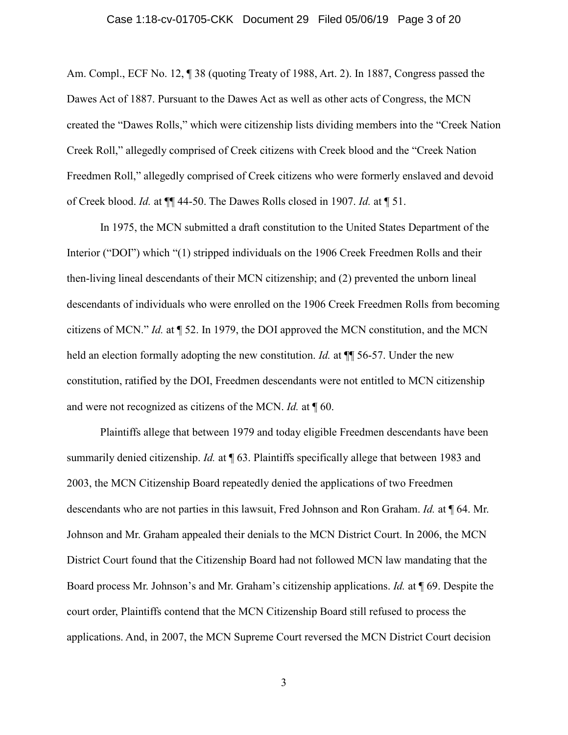Am. Compl., ECF No. 12, ¶ 38 (quoting Treaty of 1988, Art. 2). In 1887, Congress passed the Dawes Act of 1887. Pursuant to the Dawes Act as well as other acts of Congress, the MCN created the "Dawes Rolls," which were citizenship lists dividing members into the "Creek Nation Creek Roll," allegedly comprised of Creek citizens with Creek blood and the "Creek Nation Freedmen Roll," allegedly comprised of Creek citizens who were formerly enslaved and devoid of Creek blood. *Id.* at ¶¶ 44-50. The Dawes Rolls closed in 1907. *Id.* at ¶ 51.

In 1975, the MCN submitted a draft constitution to the United States Department of the Interior ("DOI") which "(1) stripped individuals on the 1906 Creek Freedmen Rolls and their then-living lineal descendants of their MCN citizenship; and (2) prevented the unborn lineal descendants of individuals who were enrolled on the 1906 Creek Freedmen Rolls from becoming citizens of MCN." *Id.* at ¶ 52. In 1979, the DOI approved the MCN constitution, and the MCN held an election formally adopting the new constitution. *Id.* at ¶¶ 56-57. Under the new constitution, ratified by the DOI, Freedmen descendants were not entitled to MCN citizenship and were not recognized as citizens of the MCN. *Id.* at ¶ 60.

Plaintiffs allege that between 1979 and today eligible Freedmen descendants have been summarily denied citizenship. *Id.* at ¶ 63. Plaintiffs specifically allege that between 1983 and 2003, the MCN Citizenship Board repeatedly denied the applications of two Freedmen descendants who are not parties in this lawsuit, Fred Johnson and Ron Graham. *Id.* at ¶ 64. Mr. Johnson and Mr. Graham appealed their denials to the MCN District Court. In 2006, the MCN District Court found that the Citizenship Board had not followed MCN law mandating that the Board process Mr. Johnson's and Mr. Graham's citizenship applications. *Id.* at ¶ 69. Despite the court order, Plaintiffs contend that the MCN Citizenship Board still refused to process the applications. And, in 2007, the MCN Supreme Court reversed the MCN District Court decision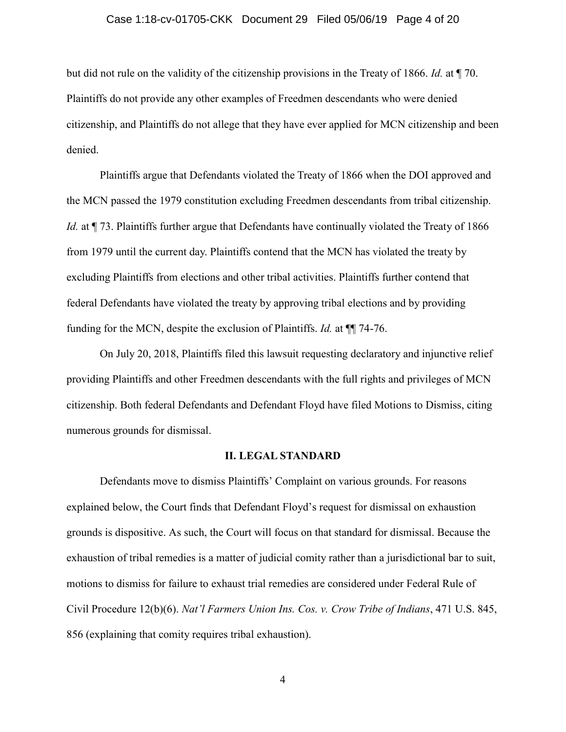but did not rule on the validity of the citizenship provisions in the Treaty of 1866. *Id.* at ¶ 70. Plaintiffs do not provide any other examples of Freedmen descendants who were denied citizenship, and Plaintiffs do not allege that they have ever applied for MCN citizenship and been denied.

Plaintiffs argue that Defendants violated the Treaty of 1866 when the DOI approved and the MCN passed the 1979 constitution excluding Freedmen descendants from tribal citizenship. *Id.* at ¶ 73. Plaintiffs further argue that Defendants have continually violated the Treaty of 1866 from 1979 until the current day. Plaintiffs contend that the MCN has violated the treaty by excluding Plaintiffs from elections and other tribal activities. Plaintiffs further contend that federal Defendants have violated the treaty by approving tribal elections and by providing funding for the MCN, despite the exclusion of Plaintiffs. *Id.* at ¶¶ 74-76.

On July 20, 2018, Plaintiffs filed this lawsuit requesting declaratory and injunctive relief providing Plaintiffs and other Freedmen descendants with the full rights and privileges of MCN citizenship. Both federal Defendants and Defendant Floyd have filed Motions to Dismiss, citing numerous grounds for dismissal.

## II. LEGAL STANDARD

Defendants move to dismiss Plaintiffs' Complaint on various grounds. For reasons explained below, the Court finds that Defendant Floyd's request for dismissal on exhaustion grounds is dispositive. As such, the Court will focus on that standard for dismissal. Because the exhaustion of tribal remedies is a matter of judicial comity rather than a jurisdictional bar to suit, motions to dismiss for failure to exhaust trial remedies are considered under Federal Rule of Civil Procedure 12(b)(6). *Nat'l Farmers Union Ins. Cos. v. Crow Tribe of Indians*, 471 U.S. 845, 856 (explaining that comity requires tribal exhaustion).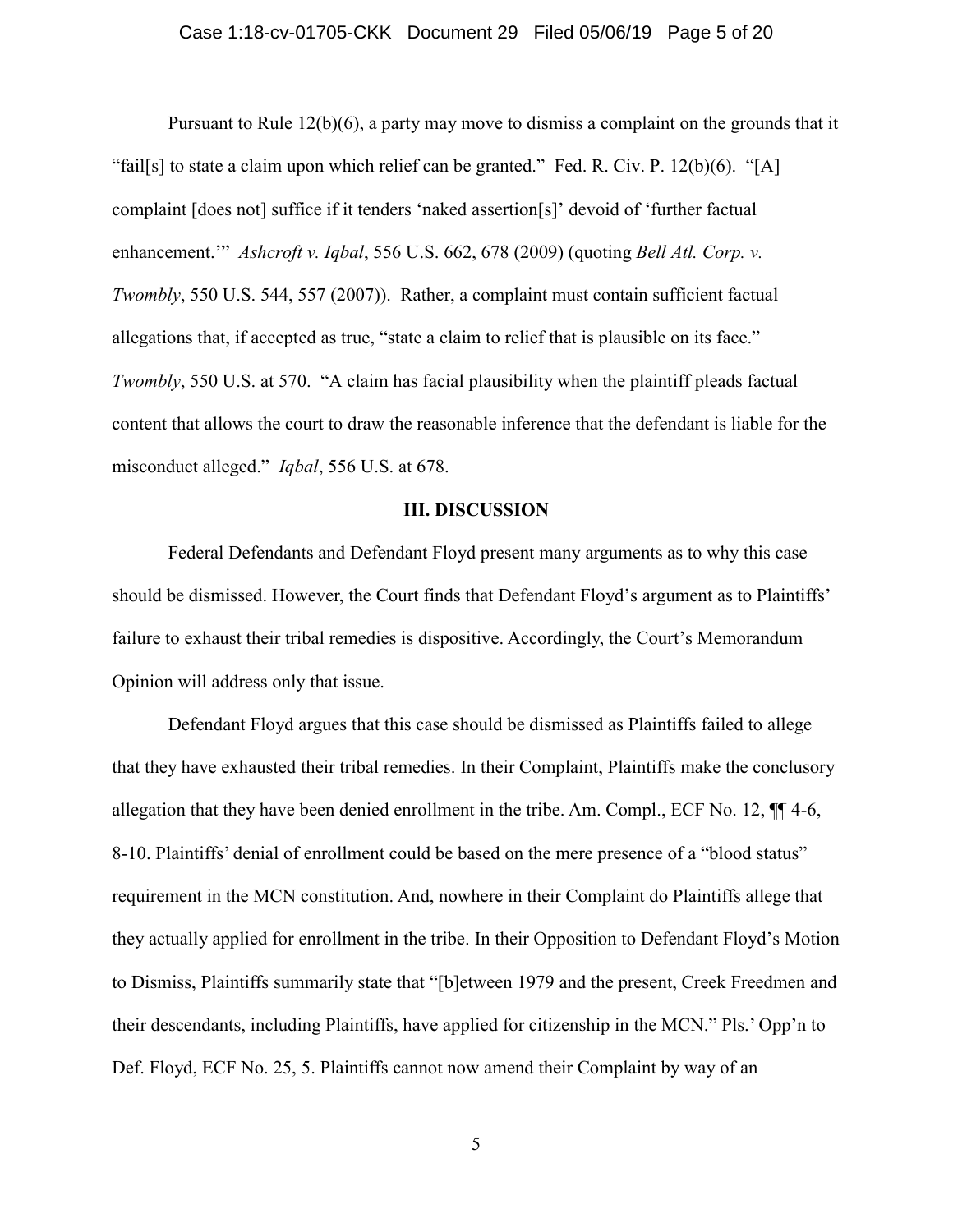Pursuant to Rule 12(b)(6), a party may move to dismiss a complaint on the grounds that it "fail[s] to state a claim upon which relief can be granted." Fed. R. Civ. P. 12(b)(6). "[A] complaint [does not] suffice if it tenders 'naked assertion[s]' devoid of 'further factual enhancement.'" *Ashcroft v. Iqbal*, 556 U.S. 662, 678 (2009) (quoting *Bell Atl. Corp. v. Twombly*, 550 U.S. 544, 557 (2007)). Rather, a complaint must contain sufficient factual allegations that, if accepted as true, "state a claim to relief that is plausible on its face." *Twombly*, 550 U.S. at 570. "A claim has facial plausibility when the plaintiff pleads factual content that allows the court to draw the reasonable inference that the defendant is liable for the misconduct alleged." *Iqbal*, 556 U.S. at 678.

## III. DISCUSSION

Federal Defendants and Defendant Floyd present many arguments as to why this case should be dismissed. However, the Court finds that Defendant Floyd's argument as to Plaintiffs' failure to exhaust their tribal remedies is dispositive. Accordingly, the Court's Memorandum Opinion will address only that issue.

Defendant Floyd argues that this case should be dismissed as Plaintiffs failed to allege that they have exhausted their tribal remedies. In their Complaint, Plaintiffs make the conclusory allegation that they have been denied enrollment in the tribe. Am. Compl., ECF No. 12, ¶¶ 4-6, 8-10. Plaintiffs' denial of enrollment could be based on the mere presence of a "blood status" requirement in the MCN constitution. And, nowhere in their Complaint do Plaintiffs allege that they actually applied for enrollment in the tribe. In their Opposition to Defendant Floyd's Motion to Dismiss, Plaintiffs summarily state that "[b]etween 1979 and the present, Creek Freedmen and their descendants, including Plaintiffs, have applied for citizenship in the MCN." Pls.' Opp'n to Def. Floyd, ECF No. 25, 5. Plaintiffs cannot now amend their Complaint by way of an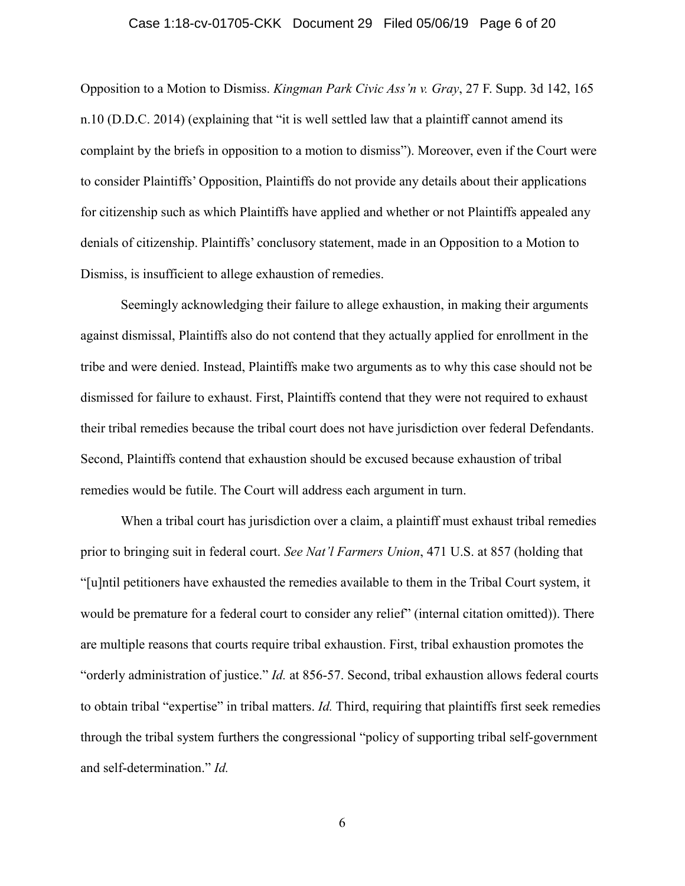Opposition to a Motion to Dismiss. *Kingman Park Civic Ass'n v. Gray*, 27 F. Supp. 3d 142, 165 n.10 (D.D.C. 2014) (explaining that "it is well settled law that a plaintiff cannot amend its complaint by the briefs in opposition to a motion to dismiss"). Moreover, even if the Court were to consider Plaintiffs' Opposition, Plaintiffs do not provide any details about their applications for citizenship such as which Plaintiffs have applied and whether or not Plaintiffs appealed any denials of citizenship. Plaintiffs' conclusory statement, made in an Opposition to a Motion to Dismiss, is insufficient to allege exhaustion of remedies.

Seemingly acknowledging their failure to allege exhaustion, in making their arguments against dismissal, Plaintiffs also do not contend that they actually applied for enrollment in the tribe and were denied. Instead, Plaintiffs make two arguments as to why this case should not be dismissed for failure to exhaust. First, Plaintiffs contend that they were not required to exhaust their tribal remedies because the tribal court does not have jurisdiction over federal Defendants. Second, Plaintiffs contend that exhaustion should be excused because exhaustion of tribal remedies would be futile. The Court will address each argument in turn.

When a tribal court has jurisdiction over a claim, a plaintiff must exhaust tribal remedies prior to bringing suit in federal court. *See Nat'l Farmers Union*, 471 U.S. at 857 (holding that "[u]ntil petitioners have exhausted the remedies available to them in the Tribal Court system, it would be premature for a federal court to consider any relief" (internal citation omitted)). There are multiple reasons that courts require tribal exhaustion. First, tribal exhaustion promotes the "orderly administration of justice." *Id.* at 856-57. Second, tribal exhaustion allows federal courts to obtain tribal "expertise" in tribal matters. *Id.* Third, requiring that plaintiffs first seek remedies through the tribal system furthers the congressional "policy of supporting tribal self-government and self-determination." *Id.*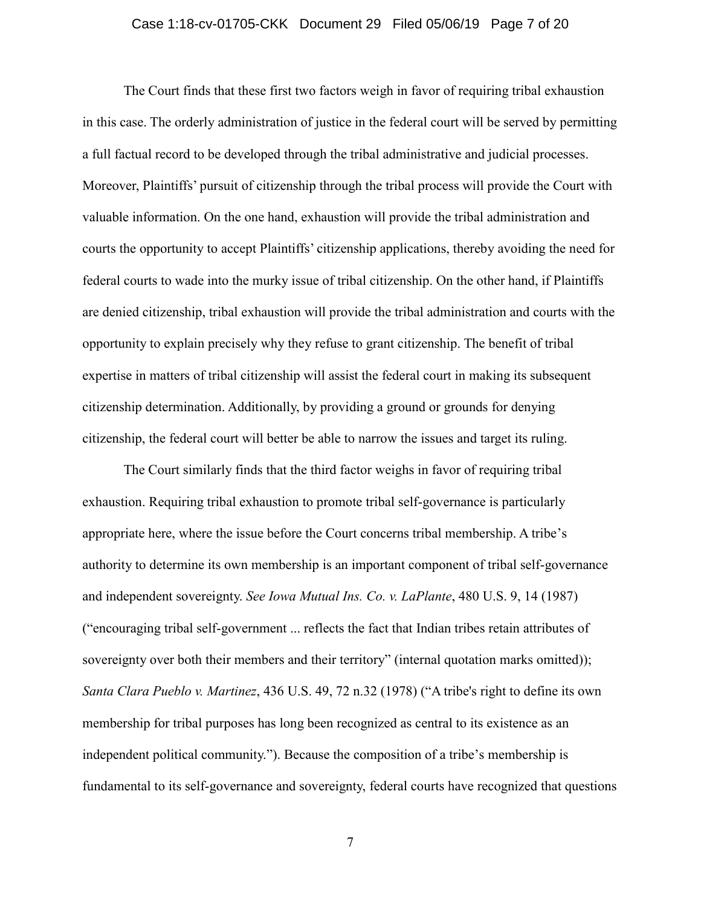The Court finds that these first two factors weigh in favor of requiring tribal exhaustion in this case. The orderly administration of justice in the federal court will be served by permitting a full factual record to be developed through the tribal administrative and judicial processes. Moreover, Plaintiffs' pursuit of citizenship through the tribal process will provide the Court with valuable information. On the one hand, exhaustion will provide the tribal administration and courts the opportunity to accept Plaintiffs' citizenship applications, thereby avoiding the need for federal courts to wade into the murky issue of tribal citizenship. On the other hand, if Plaintiffs are denied citizenship, tribal exhaustion will provide the tribal administration and courts with the opportunity to explain precisely why they refuse to grant citizenship. The benefit of tribal expertise in matters of tribal citizenship will assist the federal court in making its subsequent citizenship determination. Additionally, by providing a ground or grounds for denying citizenship, the federal court will better be able to narrow the issues and target its ruling.

The Court similarly finds that the third factor weighs in favor of requiring tribal exhaustion. Requiring tribal exhaustion to promote tribal self-governance is particularly appropriate here, where the issue before the Court concerns tribal membership. A tribe's authority to determine its own membership is an important component of tribal self-governance and independent sovereignty. *See Iowa Mutual Ins. Co. v. LaPlante*, 480 U.S. 9, 14 (1987) ("encouraging tribal self-government ... reflects the fact that Indian tribes retain attributes of sovereignty over both their members and their territory" (internal quotation marks omitted)); *Santa Clara Pueblo v. Martinez*, 436 U.S. 49, 72 n.32 (1978) ("A tribe's right to define its own membership for tribal purposes has long been recognized as central to its existence as an independent political community."). Because the composition of a tribe's membership is fundamental to its self-governance and sovereignty, federal courts have recognized that questions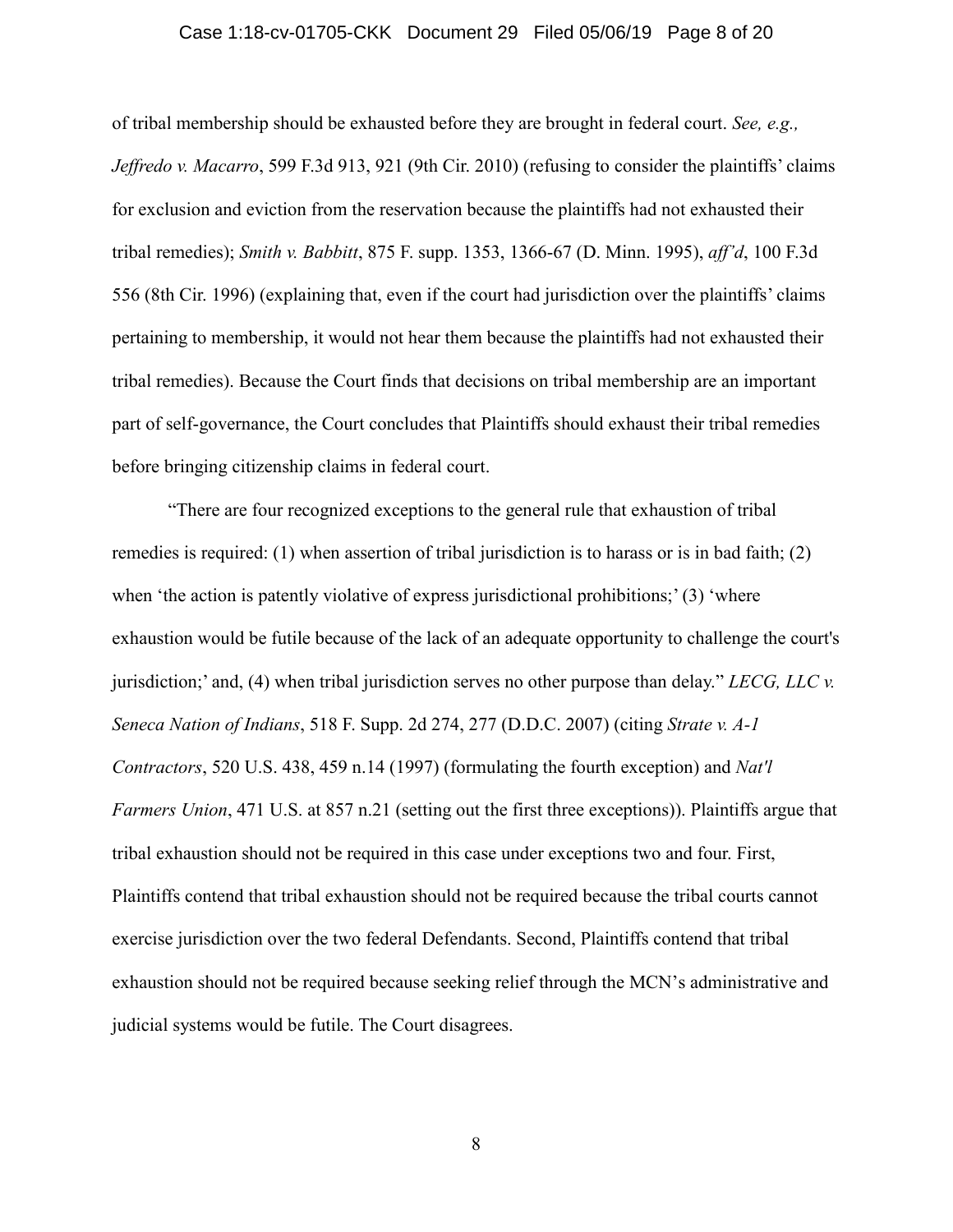of tribal membership should be exhausted before they are brought in federal court. *See, e.g., Jeffredo v. Macarro*, 599 F.3d 913, 921 (9th Cir. 2010) (refusing to consider the plaintiffs' claims for exclusion and eviction from the reservation because the plaintiffs had not exhausted their tribal remedies); *Smith v. Babbitt*, 875 F. supp. 1353, 1366-67 (D. Minn. 1995), *aff'd*, 100 F.3d 556 (8th Cir. 1996) (explaining that, even if the court had jurisdiction over the plaintiffs' claims pertaining to membership, it would not hear them because the plaintiffs had not exhausted their tribal remedies). Because the Court finds that decisions on tribal membership are an important part of self-governance, the Court concludes that Plaintiffs should exhaust their tribal remedies before bringing citizenship claims in federal court.

"There are four recognized exceptions to the general rule that exhaustion of tribal remedies is required: (1) when assertion of tribal jurisdiction is to harass or is in bad faith; (2) when 'the action is patently violative of express jurisdictional prohibitions;' (3) 'where exhaustion would be futile because of the lack of an adequate opportunity to challenge the court's jurisdiction;' and, (4) when tribal jurisdiction serves no other purpose than delay." *LECG, LLC v. Seneca Nation of Indians*, 518 F. Supp. 2d 274, 277 (D.D.C. 2007) (citing *Strate v. A-1 Contractors*, 520 U.S. 438, 459 n.14 (1997) (formulating the fourth exception) and *Nat'l Farmers Union*, 471 U.S. at 857 n.21 (setting out the first three exceptions)). Plaintiffs argue that tribal exhaustion should not be required in this case under exceptions two and four. First, Plaintiffs contend that tribal exhaustion should not be required because the tribal courts cannot exercise jurisdiction over the two federal Defendants. Second, Plaintiffs contend that tribal exhaustion should not be required because seeking relief through the MCN's administrative and judicial systems would be futile. The Court disagrees.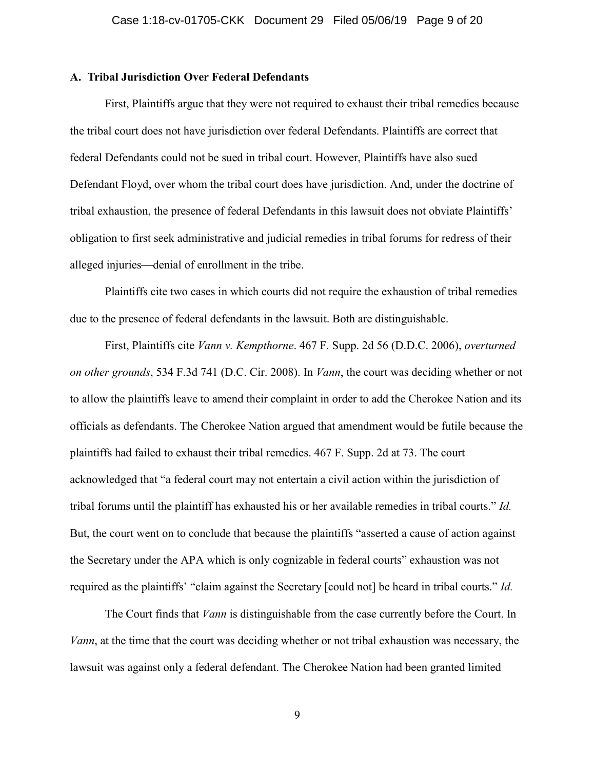### A. Tribal Jurisdiction Over Federal Defendants

First, Plaintiffs argue that they were not required to exhaust their tribal remedies because the tribal court does not have jurisdiction over federal Defendants. Plaintiffs are correct that federal Defendants could not be sued in tribal court. However, Plaintiffs have also sued Defendant Floyd, over whom the tribal court does have jurisdiction. And, under the doctrine of tribal exhaustion, the presence of federal Defendants in this lawsuit does not obviate Plaintiffs' obligation to first seek administrative and judicial remedies in tribal forums for redress of their alleged injuries—denial of enrollment in the tribe.

Plaintiffs cite two cases in which courts did not require the exhaustion of tribal remedies due to the presence of federal defendants in the lawsuit. Both are distinguishable.

First, Plaintiffs cite *Vann v. Kempthorne*. 467 F. Supp. 2d 56 (D.D.C. 2006), *overturned on other grounds*, 534 F.3d 741 (D.C. Cir. 2008). In *Vann*, the court was deciding whether or not to allow the plaintiffs leave to amend their complaint in order to add the Cherokee Nation and its officials as defendants. The Cherokee Nation argued that amendment would be futile because the plaintiffs had failed to exhaust their tribal remedies. 467 F. Supp. 2d at 73. The court acknowledged that "a federal court may not entertain a civil action within the jurisdiction of tribal forums until the plaintiff has exhausted his or her available remedies in tribal courts." *Id.* But, the court went on to conclude that because the plaintiffs "asserted a cause of action against the Secretary under the APA which is only cognizable in federal courts" exhaustion was not required as the plaintiffs' "claim against the Secretary [could not] be heard in tribal courts." *Id.*

The Court finds that *Vann* is distinguishable from the case currently before the Court. In *Vann*, at the time that the court was deciding whether or not tribal exhaustion was necessary, the lawsuit was against only a federal defendant. The Cherokee Nation had been granted limited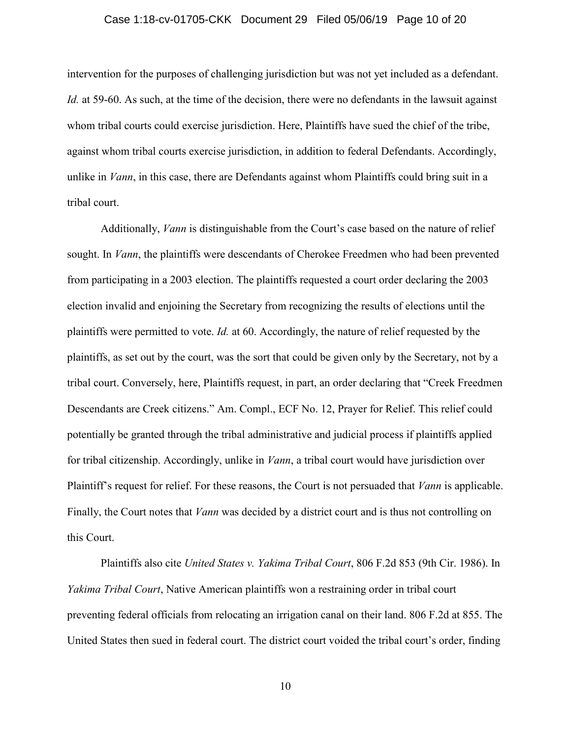intervention for the purposes of challenging jurisdiction but was not yet included as a defendant. *Id.* at 59-60. As such, at the time of the decision, there were no defendants in the lawsuit against whom tribal courts could exercise jurisdiction. Here, Plaintiffs have sued the chief of the tribe, against whom tribal courts exercise jurisdiction, in addition to federal Defendants. Accordingly, unlike in *Vann*, in this case, there are Defendants against whom Plaintiffs could bring suit in a tribal court.

Additionally, *Vann* is distinguishable from the Court's case based on the nature of relief sought. In *Vann*, the plaintiffs were descendants of Cherokee Freedmen who had been prevented from participating in a 2003 election. The plaintiffs requested a court order declaring the 2003 election invalid and enjoining the Secretary from recognizing the results of elections until the plaintiffs were permitted to vote. *Id.* at 60. Accordingly, the nature of relief requested by the plaintiffs, as set out by the court, was the sort that could be given only by the Secretary, not by a tribal court. Conversely, here, Plaintiffs request, in part, an order declaring that "Creek Freedmen Descendants are Creek citizens." Am. Compl., ECF No. 12, Prayer for Relief. This relief could potentially be granted through the tribal administrative and judicial process if plaintiffs applied for tribal citizenship. Accordingly, unlike in *Vann*, a tribal court would have jurisdiction over Plaintiff's request for relief. For these reasons, the Court is not persuaded that *Vann* is applicable. Finally, the Court notes that *Vann* was decided by a district court and is thus not controlling on this Court.

Plaintiffs also cite *United States v. Yakima Tribal Court*, 806 F.2d 853 (9th Cir. 1986). In *Yakima Tribal Court*, Native American plaintiffs won a restraining order in tribal court preventing federal officials from relocating an irrigation canal on their land. 806 F.2d at 855. The United States then sued in federal court. The district court voided the tribal court's order, finding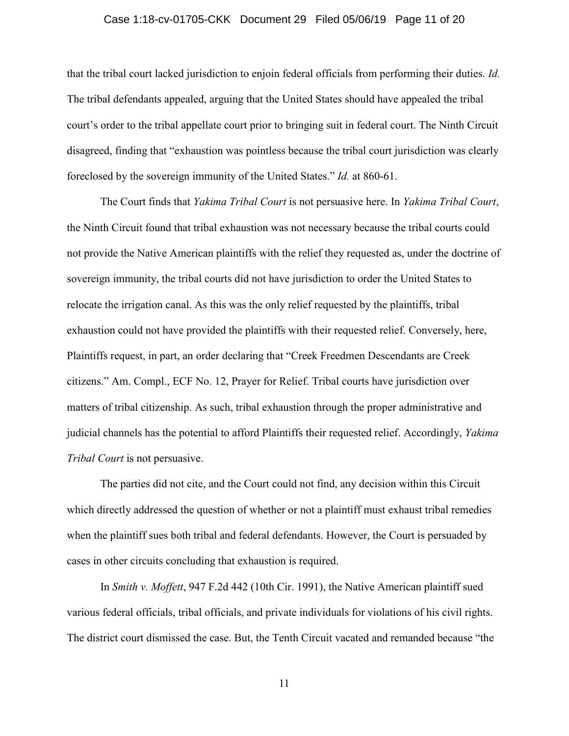that the tribal court lacked jurisdiction to enjoin federal officials from performing their duties. *Id.* The tribal defendants appealed, arguing that the United States should have appealed the tribal court's order to the tribal appellate court prior to bringing suit in federal court. The Ninth Circuit disagreed, finding that "exhaustion was pointless because the tribal court jurisdiction was clearly foreclosed by the sovereign immunity of the United States." *Id.* at 860-61.

The Court finds that *Yakima Tribal Court* is not persuasive here. In *Yakima Tribal Court*, the Ninth Circuit found that tribal exhaustion was not necessary because the tribal courts could not provide the Native American plaintiffs with the relief they requested as, under the doctrine of sovereign immunity, the tribal courts did not have jurisdiction to order the United States to relocate the irrigation canal. As this was the only relief requested by the plaintiffs, tribal exhaustion could not have provided the plaintiffs with their requested relief. Conversely, here, Plaintiffs request, in part, an order declaring that "Creek Freedmen Descendants are Creek citizens." Am. Compl., ECF No. 12, Prayer for Relief. Tribal courts have jurisdiction over matters of tribal citizenship. As such, tribal exhaustion through the proper administrative and judicial channels has the potential to afford Plaintiffs their requested relief. Accordingly, *Yakima Tribal Court* is not persuasive.

The parties did not cite, and the Court could not find, any decision within this Circuit which directly addressed the question of whether or not a plaintiff must exhaust tribal remedies when the plaintiff sues both tribal and federal defendants. However, the Court is persuaded by cases in other circuits concluding that exhaustion is required.

In *Smith v. Moffett*, 947 F.2d 442 (10th Cir. 1991), the Native American plaintiff sued various federal officials, tribal officials, and private individuals for violations of his civil rights. The district court dismissed the case. But, the Tenth Circuit vacated and remanded because "the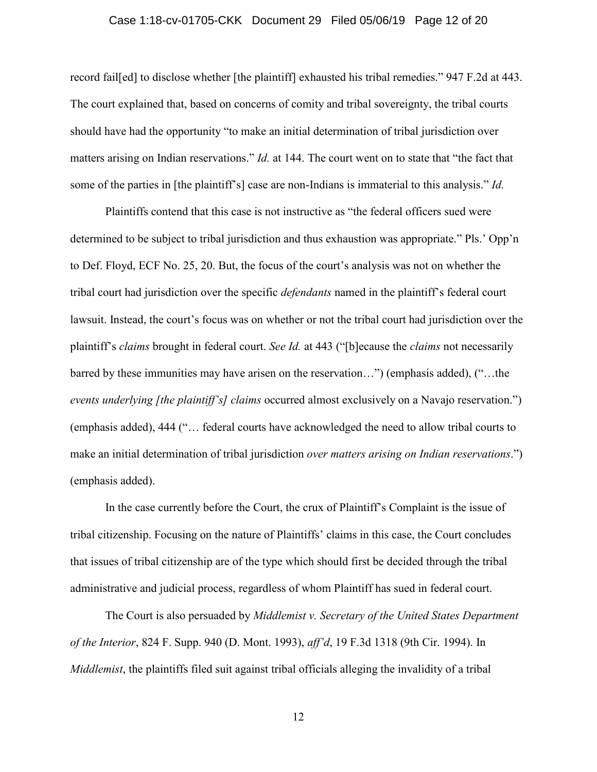record fail[ed] to disclose whether [the plaintiff] exhausted his tribal remedies." 947 F.2d at 443. The court explained that, based on concerns of comity and tribal sovereignty, the tribal courts should have had the opportunity "to make an initial determination of tribal jurisdiction over matters arising on Indian reservations." *Id.* at 144. The court went on to state that "the fact that some of the parties in [the plaintiff's] case are non-Indians is immaterial to this analysis." *Id.*

Plaintiffs contend that this case is not instructive as "the federal officers sued were determined to be subject to tribal jurisdiction and thus exhaustion was appropriate." Pls.' Opp'n to Def. Floyd, ECF No. 25, 20. But, the focus of the court's analysis was not on whether the tribal court had jurisdiction over the specific *defendants* named in the plaintiff's federal court lawsuit. Instead, the court's focus was on whether or not the tribal court had jurisdiction over the plaintiff's *claims* brought in federal court. *See Id.* at 443 ("[b]ecause the *claims* not necessarily barred by these immunities may have arisen on the reservation…") (emphasis added), ("…the *events underlying [the plaintiff's] claims* occurred almost exclusively on a Navajo reservation.") (emphasis added), 444 ("… federal courts have acknowledged the need to allow tribal courts to make an initial determination of tribal jurisdiction *over matters arising on Indian reservations*.") (emphasis added).

In the case currently before the Court, the crux of Plaintiff's Complaint is the issue of tribal citizenship. Focusing on the nature of Plaintiffs' claims in this case, the Court concludes that issues of tribal citizenship are of the type which should first be decided through the tribal administrative and judicial process, regardless of whom Plaintiff has sued in federal court.

The Court is also persuaded by *Middlemist v. Secretary of the United States Department of the Interior*, 824 F. Supp. 940 (D. Mont. 1993), *aff'd*, 19 F.3d 1318 (9th Cir. 1994). In *Middlemist*, the plaintiffs filed suit against tribal officials alleging the invalidity of a tribal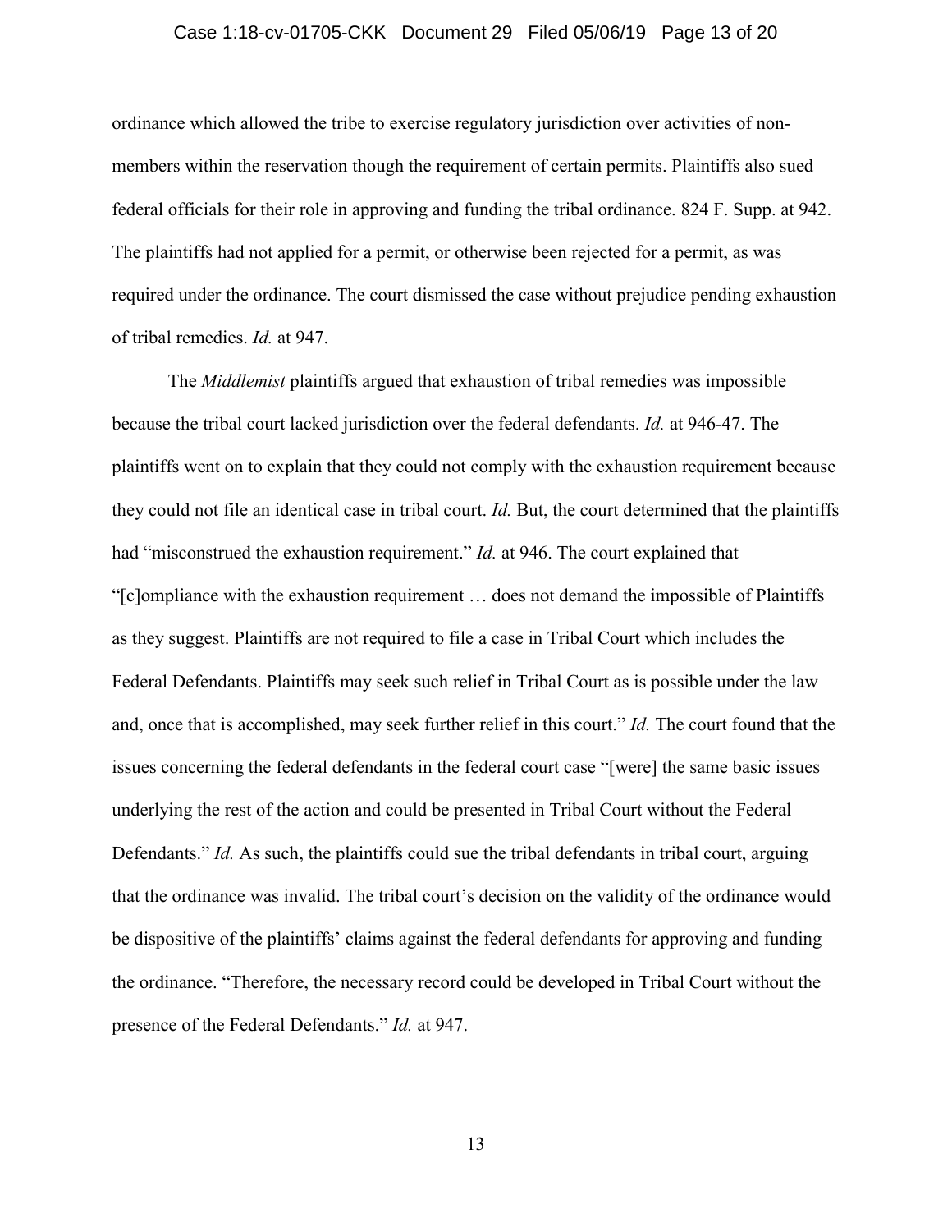ordinance which allowed the tribe to exercise regulatory jurisdiction over activities of non-members within the reservation though the requirement of certain permits. Plaintiffs also sued federal officials for their role in approving and funding the tribal ordinance. 824 F. Supp. at 942. The plaintiffs had not applied for a permit, or otherwise been rejected for a permit, as was required under the ordinance. The court dismissed the case without prejudice pending exhaustion of tribal remedies. *Id.* at 947.

The *Middlemist* plaintiffs argued that exhaustion of tribal remedies was impossible because the tribal court lacked jurisdiction over the federal defendants. *Id.* at 946-47. The plaintiffs went on to explain that they could not comply with the exhaustion requirement because they could not file an identical case in tribal court. *Id.* But, the court determined that the plaintiffs had "misconstrued the exhaustion requirement." *Id.* at 946. The court explained that "[c]ompliance with the exhaustion requirement … does not demand the impossible of Plaintiffs as they suggest. Plaintiffs are not required to file a case in Tribal Court which includes the Federal Defendants. Plaintiffs may seek such relief in Tribal Court as is possible under the law and, once that is accomplished, may seek further relief in this court." *Id.* The court found that the issues concerning the federal defendants in the federal court case "[were] the same basic issues underlying the rest of the action and could be presented in Tribal Court without the Federal Defendants." *Id.* As such, the plaintiffs could sue the tribal defendants in tribal court, arguing that the ordinance was invalid. The tribal court's decision on the validity of the ordinance would be dispositive of the plaintiffs' claims against the federal defendants for approving and funding the ordinance. "Therefore, the necessary record could be developed in Tribal Court without the presence of the Federal Defendants." *Id.* at 947.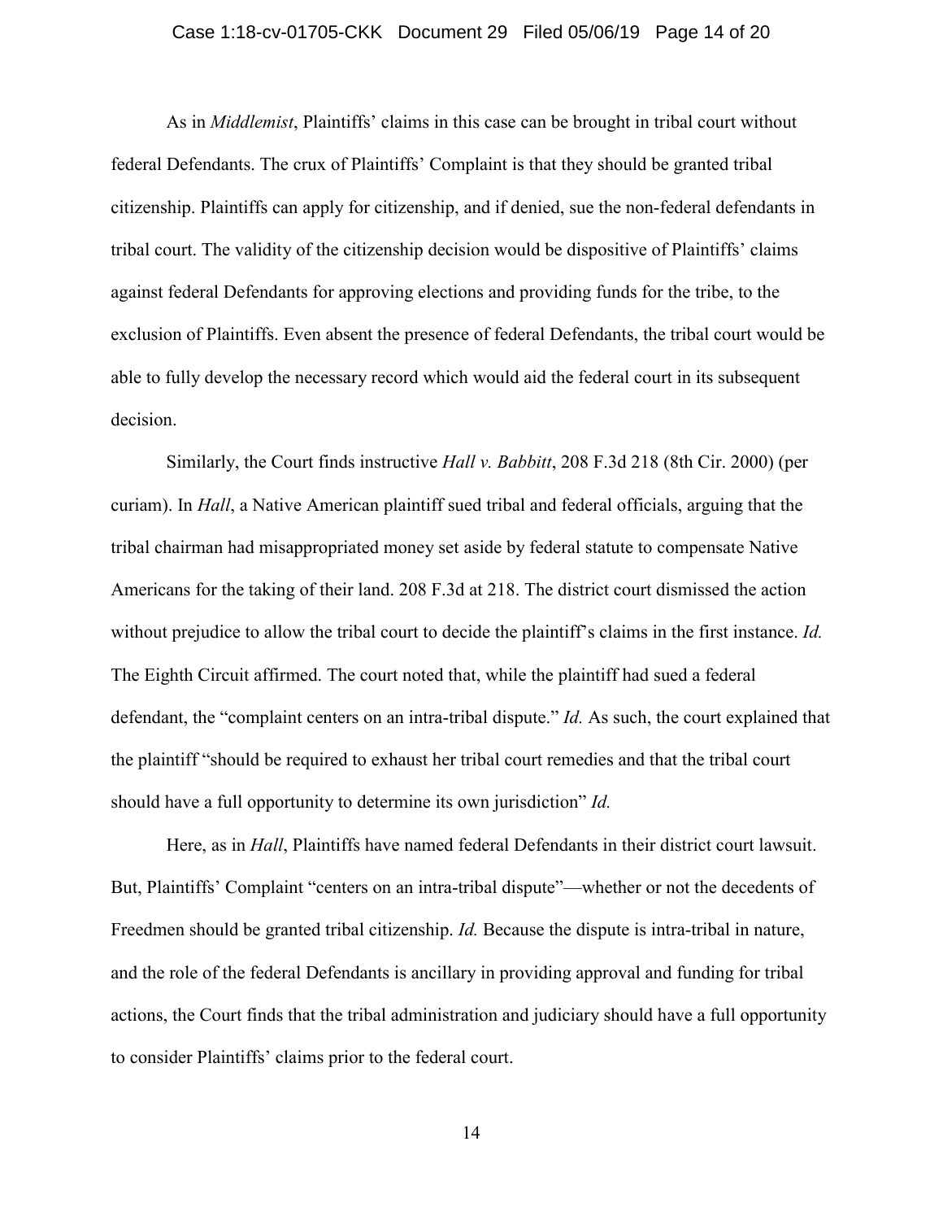As in *Middlemist*, Plaintiffs' claims in this case can be brought in tribal court without federal Defendants. The crux of Plaintiffs' Complaint is that they should be granted tribal citizenship. Plaintiffs can apply for citizenship, and if denied, sue the non-federal defendants in tribal court. The validity of the citizenship decision would be dispositive of Plaintiffs' claims against federal Defendants for approving elections and providing funds for the tribe, to the exclusion of Plaintiffs. Even absent the presence of federal Defendants, the tribal court would be able to fully develop the necessary record which would aid the federal court in its subsequent decision.

Similarly, the Court finds instructive *Hall v. Babbitt*, 208 F.3d 218 (8th Cir. 2000) (per curiam). In *Hall*, a Native American plaintiff sued tribal and federal officials, arguing that the tribal chairman had misappropriated money set aside by federal statute to compensate Native Americans for the taking of their land. 208 F.3d at 218. The district court dismissed the action without prejudice to allow the tribal court to decide the plaintiff's claims in the first instance. *Id.* The Eighth Circuit affirmed. The court noted that, while the plaintiff had sued a federal defendant, the "complaint centers on an intra-tribal dispute." *Id.* As such, the court explained that the plaintiff "should be required to exhaust her tribal court remedies and that the tribal court should have a full opportunity to determine its own jurisdiction" *Id.*

Here, as in *Hall*, Plaintiffs have named federal Defendants in their district court lawsuit. But, Plaintiffs' Complaint "centers on an intra-tribal dispute"—whether or not the decedents of Freedmen should be granted tribal citizenship. *Id.* Because the dispute is intra-tribal in nature, and the role of the federal Defendants is ancillary in providing approval and funding for tribal actions, the Court finds that the tribal administration and judiciary should have a full opportunity to consider Plaintiffs' claims prior to the federal court.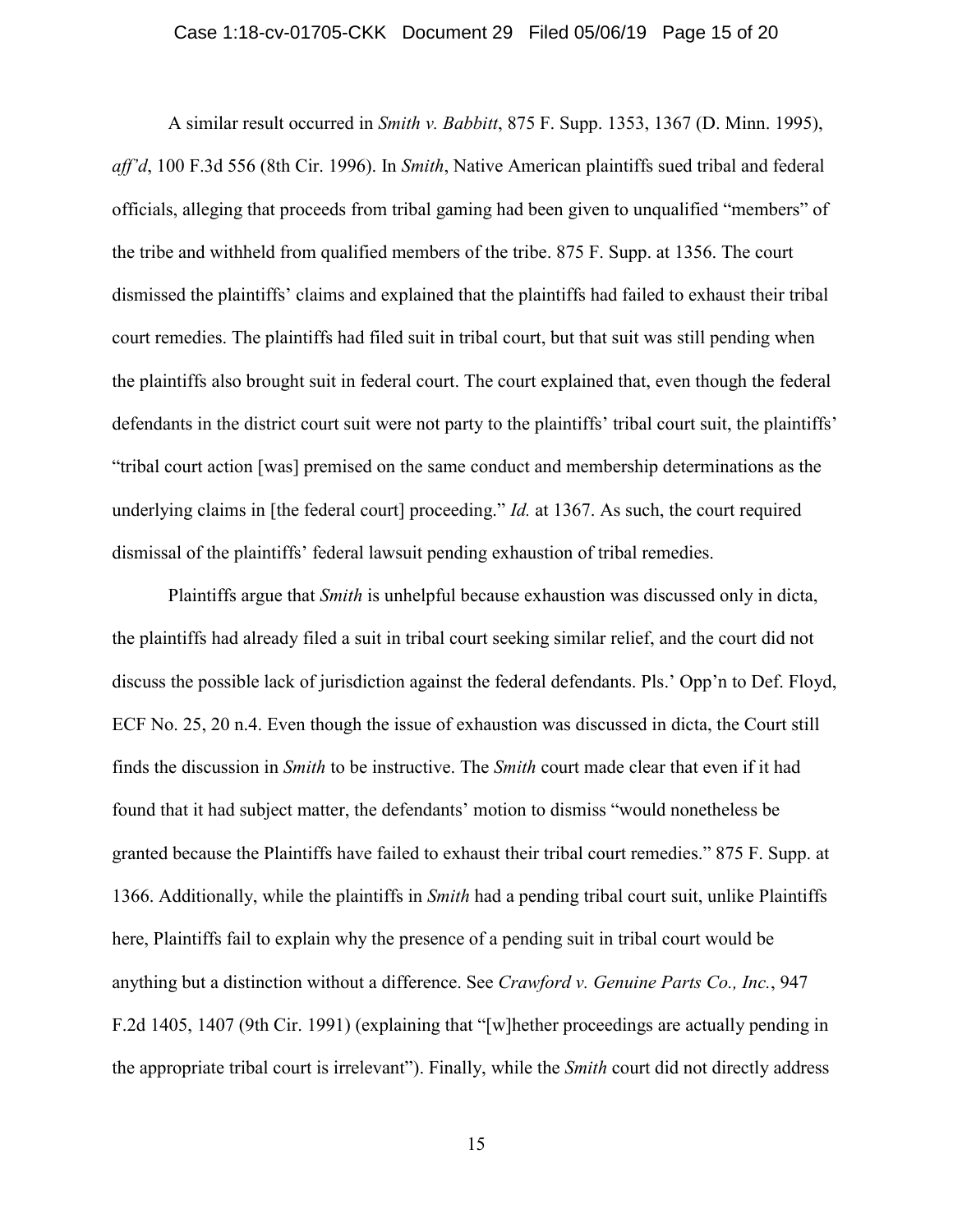A similar result occurred in *Smith v. Babbitt*, 875 F. Supp. 1353, 1367 (D. Minn. 1995), *aff'd*, 100 F.3d 556 (8th Cir. 1996). In *Smith*, Native American plaintiffs sued tribal and federal officials, alleging that proceeds from tribal gaming had been given to unqualified "members" of the tribe and withheld from qualified members of the tribe. 875 F. Supp. at 1356. The court dismissed the plaintiffs' claims and explained that the plaintiffs had failed to exhaust their tribal court remedies. The plaintiffs had filed suit in tribal court, but that suit was still pending when the plaintiffs also brought suit in federal court. The court explained that, even though the federal defendants in the district court suit were not party to the plaintiffs' tribal court suit, the plaintiffs' "tribal court action [was] premised on the same conduct and membership determinations as the underlying claims in [the federal court] proceeding." *Id.* at 1367. As such, the court required dismissal of the plaintiffs' federal lawsuit pending exhaustion of tribal remedies.

Plaintiffs argue that *Smith* is unhelpful because exhaustion was discussed only in dicta, the plaintiffs had already filed a suit in tribal court seeking similar relief, and the court did not discuss the possible lack of jurisdiction against the federal defendants. Pls.' Opp'n to Def. Floyd, ECF No. 25, 20 n.4. Even though the issue of exhaustion was discussed in dicta, the Court still finds the discussion in *Smith* to be instructive. The *Smith* court made clear that even if it had found that it had subject matter, the defendants' motion to dismiss "would nonetheless be granted because the Plaintiffs have failed to exhaust their tribal court remedies." 875 F. Supp. at 1366. Additionally, while the plaintiffs in *Smith* had a pending tribal court suit, unlike Plaintiffs here, Plaintiffs fail to explain why the presence of a pending suit in tribal court would be anything but a distinction without a difference. See *Crawford v. Genuine Parts Co., Inc.*, 947 F.2d 1405, 1407 (9th Cir. 1991) (explaining that "[w]hether proceedings are actually pending in the appropriate tribal court is irrelevant"). Finally, while the *Smith* court did not directly address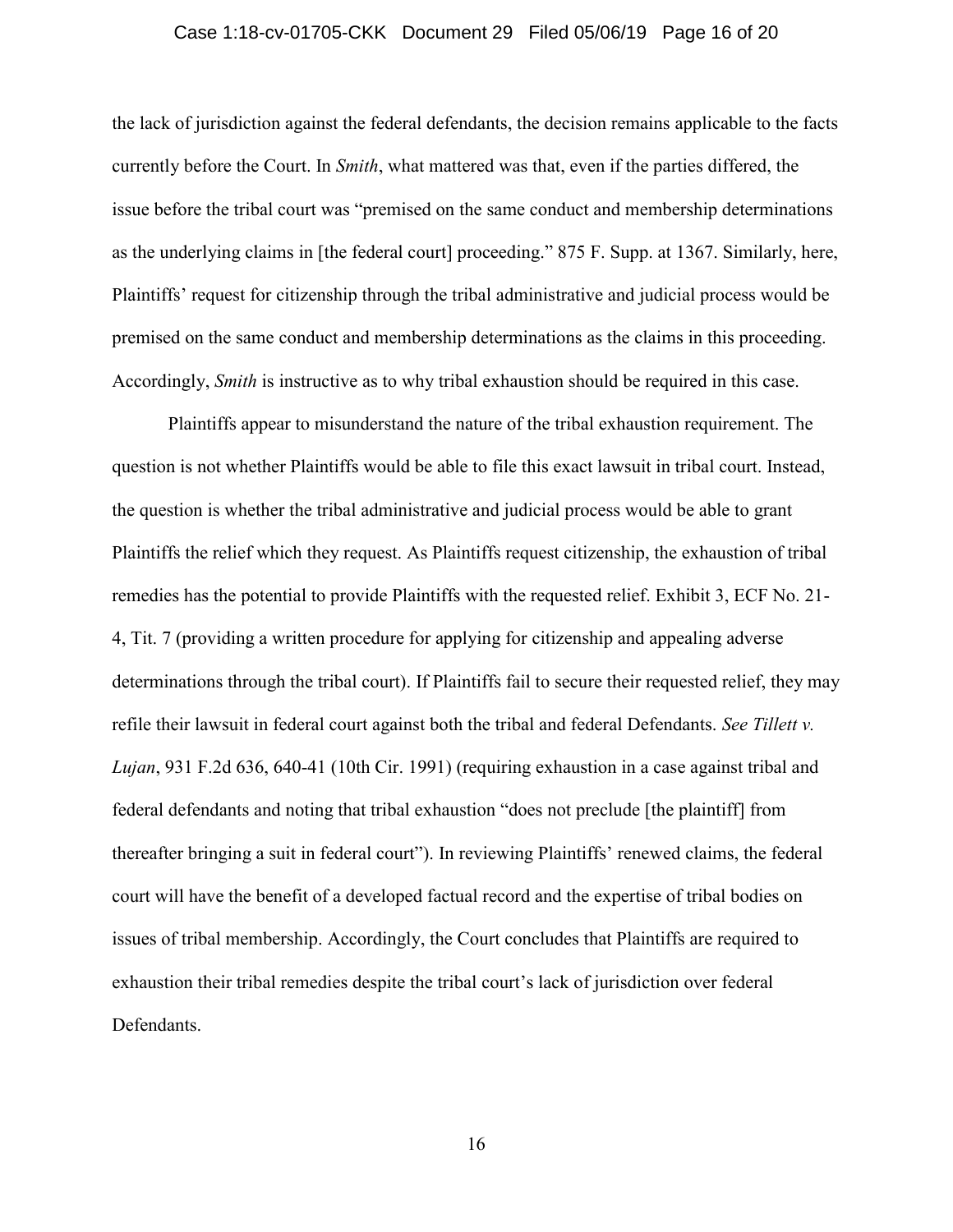the lack of jurisdiction against the federal defendants, the decision remains applicable to the facts currently before the Court. In *Smith*, what mattered was that, even if the parties differed, the issue before the tribal court was "premised on the same conduct and membership determinations as the underlying claims in [the federal court] proceeding." 875 F. Supp. at 1367. Similarly, here, Plaintiffs' request for citizenship through the tribal administrative and judicial process would be premised on the same conduct and membership determinations as the claims in this proceeding. Accordingly, *Smith* is instructive as to why tribal exhaustion should be required in this case.

Plaintiffs appear to misunderstand the nature of the tribal exhaustion requirement. The question is not whether Plaintiffs would be able to file this exact lawsuit in tribal court. Instead, the question is whether the tribal administrative and judicial process would be able to grant Plaintiffs the relief which they request. As Plaintiffs request citizenship, the exhaustion of tribal remedies has the potential to provide Plaintiffs with the requested relief. Exhibit 3, ECF No. 21-4, Tit. 7 (providing a written procedure for applying for citizenship and appealing adverse determinations through the tribal court). If Plaintiffs fail to secure their requested relief, they may refile their lawsuit in federal court against both the tribal and federal Defendants. *See Tillett v. Lujan*, 931 F.2d 636, 640-41 (10th Cir. 1991) (requiring exhaustion in a case against tribal and federal defendants and noting that tribal exhaustion "does not preclude [the plaintiff] from thereafter bringing a suit in federal court"). In reviewing Plaintiffs' renewed claims, the federal court will have the benefit of a developed factual record and the expertise of tribal bodies on issues of tribal membership. Accordingly, the Court concludes that Plaintiffs are required to exhaustion their tribal remedies despite the tribal court's lack of jurisdiction over federal Defendants.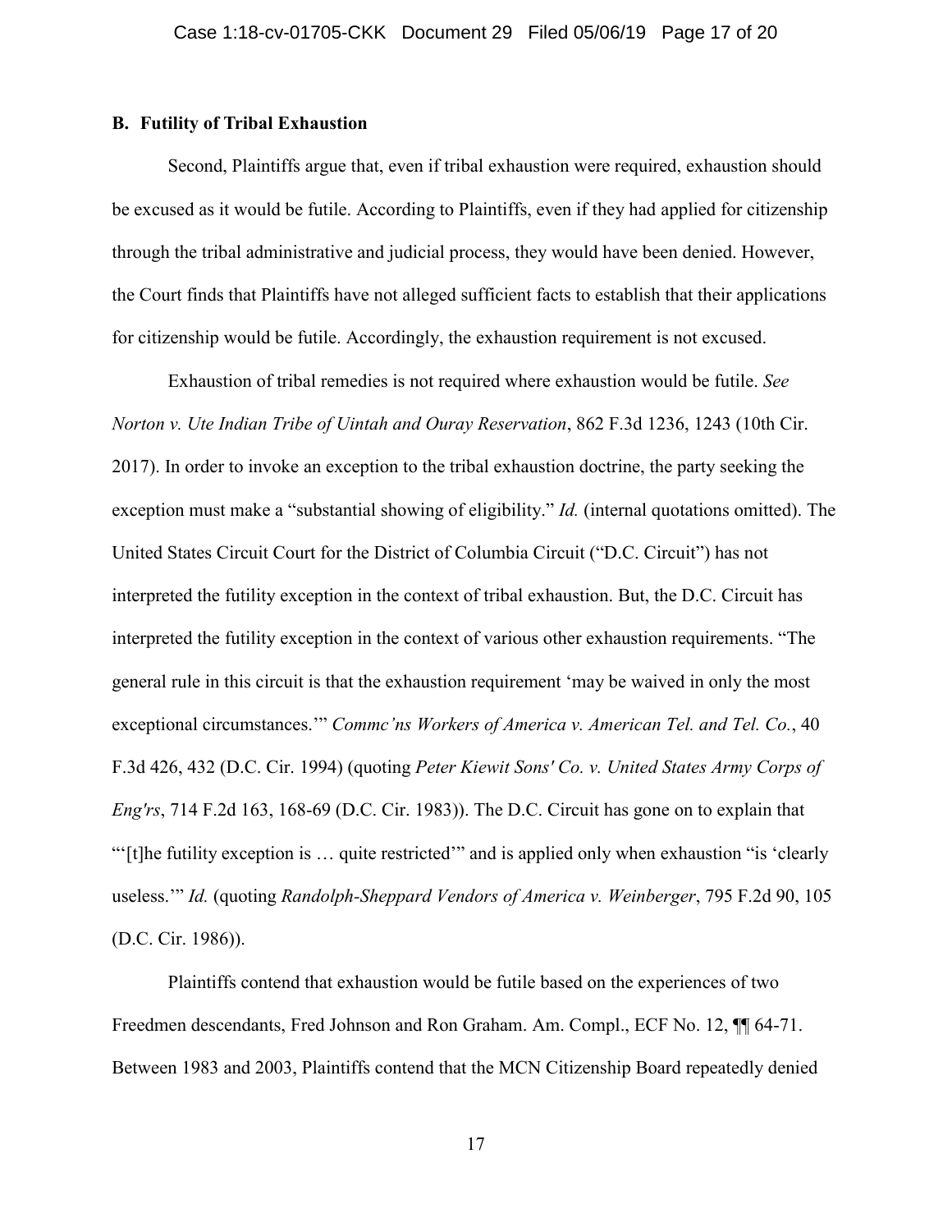### B. Futility of Tribal Exhaustion

Second, Plaintiffs argue that, even if tribal exhaustion were required, exhaustion should be excused as it would be futile. According to Plaintiffs, even if they had applied for citizenship through the tribal administrative and judicial process, they would have been denied. However, the Court finds that Plaintiffs have not alleged sufficient facts to establish that their applications for citizenship would be futile. Accordingly, the exhaustion requirement is not excused.

Exhaustion of tribal remedies is not required where exhaustion would be futile. *See Norton v. Ute Indian Tribe of Uintah and Ouray Reservation*, 862 F.3d 1236, 1243 (10th Cir. 2017). In order to invoke an exception to the tribal exhaustion doctrine, the party seeking the exception must make a "substantial showing of eligibility." *Id.* (internal quotations omitted). The United States Circuit Court for the District of Columbia Circuit ("D.C. Circuit") has not interpreted the futility exception in the context of tribal exhaustion. But, the D.C. Circuit has interpreted the futility exception in the context of various other exhaustion requirements. "The general rule in this circuit is that the exhaustion requirement 'may be waived in only the most exceptional circumstances.'" *Commc'ns Workers of America v. American Tel. and Tel. Co.*, 40 F.3d 426, 432 (D.C. Cir. 1994) (quoting *Peter Kiewit Sons' Co. v. United States Army Corps of Eng'rs*, 714 F.2d 163, 168-69 (D.C. Cir. 1983)). The D.C. Circuit has gone on to explain that "'[t]he futility exception is … quite restricted'" and is applied only when exhaustion "is 'clearly useless.'" *Id.* (quoting *Randolph-Sheppard Vendors of America v. Weinberger*, 795 F.2d 90, 105 (D.C. Cir. 1986)).

Plaintiffs contend that exhaustion would be futile based on the experiences of two Freedmen descendants, Fred Johnson and Ron Graham. Am. Compl., ECF No. 12, ¶¶ 64-71. Between 1983 and 2003, Plaintiffs contend that the MCN Citizenship Board repeatedly denied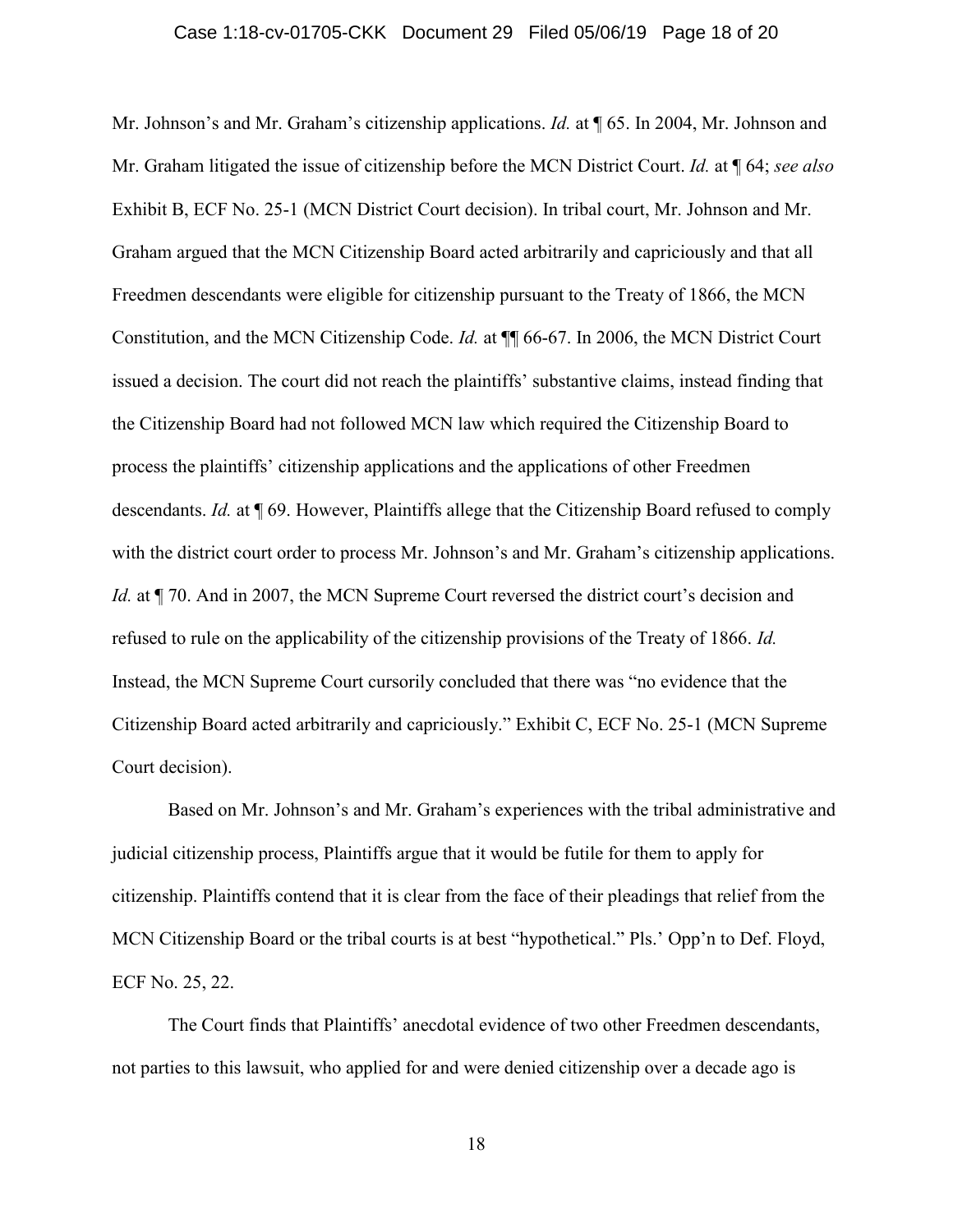Mr. Johnson's and Mr. Graham's citizenship applications. *Id.* at ¶ 65. In 2004, Mr. Johnson and Mr. Graham litigated the issue of citizenship before the MCN District Court. *Id.* at ¶ 64; *see also* Exhibit B, ECF No. 25-1 (MCN District Court decision). In tribal court, Mr. Johnson and Mr. Graham argued that the MCN Citizenship Board acted arbitrarily and capriciously and that all Freedmen descendants were eligible for citizenship pursuant to the Treaty of 1866, the MCN Constitution, and the MCN Citizenship Code. *Id.* at ¶¶ 66-67. In 2006, the MCN District Court issued a decision. The court did not reach the plaintiffs' substantive claims, instead finding that the Citizenship Board had not followed MCN law which required the Citizenship Board to process the plaintiffs' citizenship applications and the applications of other Freedmen descendants. *Id.* at ¶ 69. However, Plaintiffs allege that the Citizenship Board refused to comply with the district court order to process Mr. Johnson's and Mr. Graham's citizenship applications. *Id.* at ¶ 70. And in 2007, the MCN Supreme Court reversed the district court's decision and refused to rule on the applicability of the citizenship provisions of the Treaty of 1866. *Id.* Instead, the MCN Supreme Court cursorily concluded that there was "no evidence that the Citizenship Board acted arbitrarily and capriciously." Exhibit C, ECF No. 25-1 (MCN Supreme Court decision).

Based on Mr. Johnson's and Mr. Graham's experiences with the tribal administrative and judicial citizenship process, Plaintiffs argue that it would be futile for them to apply for citizenship. Plaintiffs contend that it is clear from the face of their pleadings that relief from the MCN Citizenship Board or the tribal courts is at best "hypothetical." Pls.' Opp'n to Def. Floyd, ECF No. 25, 22.

The Court finds that Plaintiffs' anecdotal evidence of two other Freedmen descendants, not parties to this lawsuit, who applied for and were denied citizenship over a decade ago is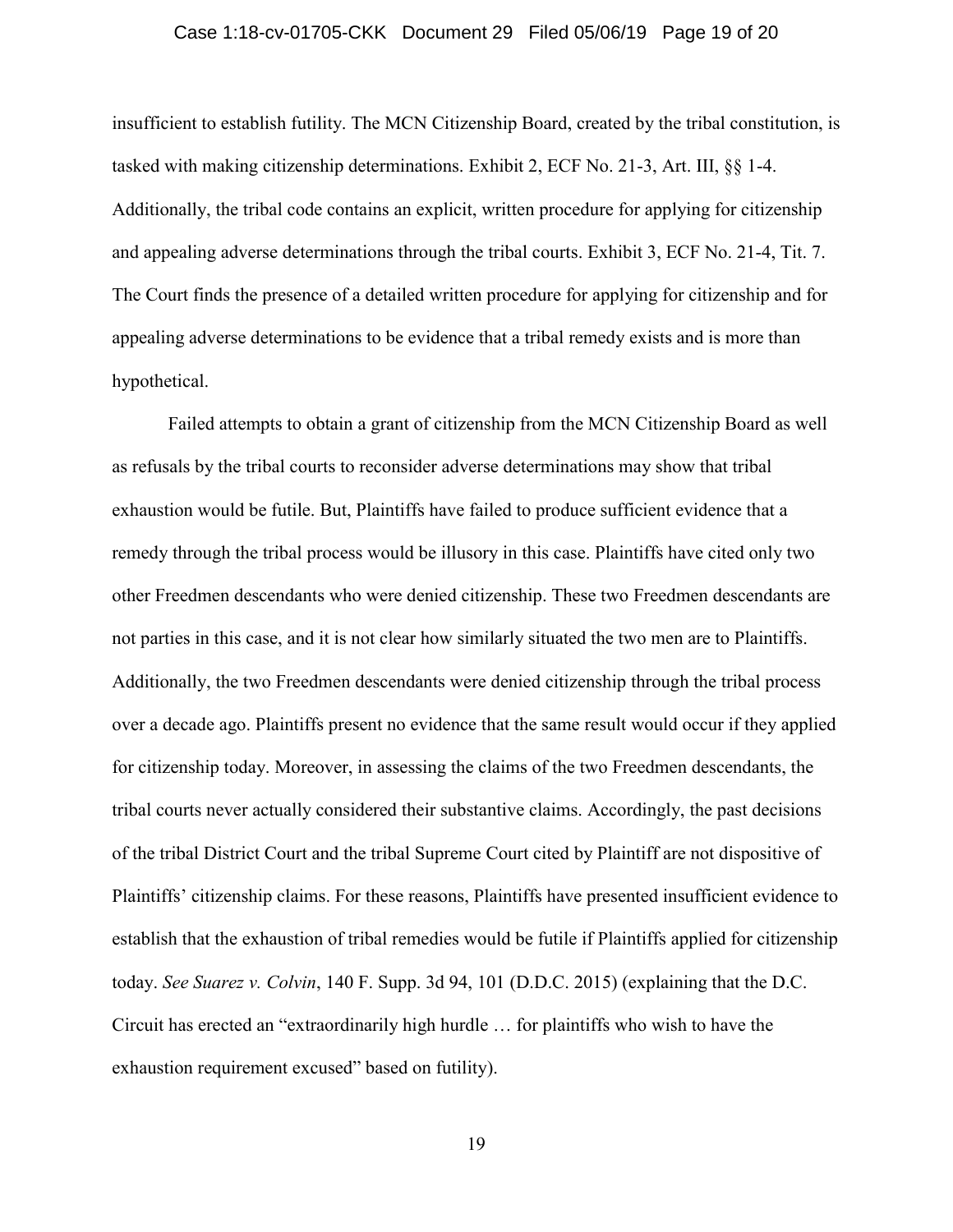insufficient to establish futility. The MCN Citizenship Board, created by the tribal constitution, is tasked with making citizenship determinations. Exhibit 2, ECF No. 21-3, Art. III, §§ 1-4. Additionally, the tribal code contains an explicit, written procedure for applying for citizenship and appealing adverse determinations through the tribal courts. Exhibit 3, ECF No. 21-4, Tit. 7. The Court finds the presence of a detailed written procedure for applying for citizenship and for appealing adverse determinations to be evidence that a tribal remedy exists and is more than hypothetical.

Failed attempts to obtain a grant of citizenship from the MCN Citizenship Board as well as refusals by the tribal courts to reconsider adverse determinations may show that tribal exhaustion would be futile. But, Plaintiffs have failed to produce sufficient evidence that a remedy through the tribal process would be illusory in this case. Plaintiffs have cited only two other Freedmen descendants who were denied citizenship. These two Freedmen descendants are not parties in this case, and it is not clear how similarly situated the two men are to Plaintiffs. Additionally, the two Freedmen descendants were denied citizenship through the tribal process over a decade ago. Plaintiffs present no evidence that the same result would occur if they applied for citizenship today. Moreover, in assessing the claims of the two Freedmen descendants, the tribal courts never actually considered their substantive claims. Accordingly, the past decisions of the tribal District Court and the tribal Supreme Court cited by Plaintiff are not dispositive of Plaintiffs' citizenship claims. For these reasons, Plaintiffs have presented insufficient evidence to establish that the exhaustion of tribal remedies would be futile if Plaintiffs applied for citizenship today. *See Suarez v. Colvin*, 140 F. Supp. 3d 94, 101 (D.D.C. 2015) (explaining that the D.C. Circuit has erected an "extraordinarily high hurdle … for plaintiffs who wish to have the exhaustion requirement excused" based on futility).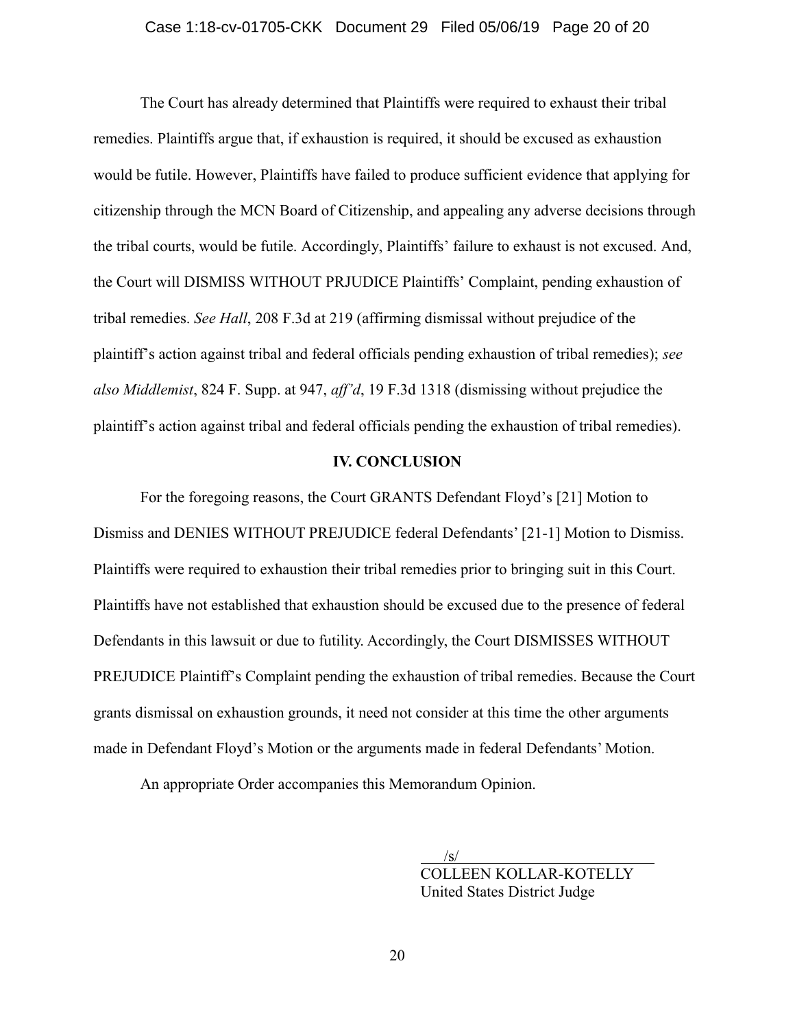The Court has already determined that Plaintiffs were required to exhaust their tribal remedies. Plaintiffs argue that, if exhaustion is required, it should be excused as exhaustion would be futile. However, Plaintiffs have failed to produce sufficient evidence that applying for citizenship through the MCN Board of Citizenship, and appealing any adverse decisions through the tribal courts, would be futile. Accordingly, Plaintiffs' failure to exhaust is not excused. And, the Court will DISMISS WITHOUT PRJUDICE Plaintiffs' Complaint, pending exhaustion of tribal remedies. *See Hall*, 208 F.3d at 219 (affirming dismissal without prejudice of the plaintiff's action against tribal and federal officials pending exhaustion of tribal remedies); *see also Middlemist*, 824 F. Supp. at 947, *aff'd*, 19 F.3d 1318 (dismissing without prejudice the plaintiff's action against tribal and federal officials pending the exhaustion of tribal remedies).

## IV. CONCLUSION

For the foregoing reasons, the Court GRANTS Defendant Floyd's [21] Motion to Dismiss and DENIES WITHOUT PREJUDICE federal Defendants' [21-1] Motion to Dismiss. Plaintiffs were required to exhaustion their tribal remedies prior to bringing suit in this Court. Plaintiffs have not established that exhaustion should be excused due to the presence of federal Defendants in this lawsuit or due to futility. Accordingly, the Court DISMISSES WITHOUT PREJUDICE Plaintiff's Complaint pending the exhaustion of tribal remedies. Because the Court grants dismissal on exhaustion grounds, it need not consider at this time the other arguments made in Defendant Floyd's Motion or the arguments made in federal Defendants' Motion.

An appropriate Order accompanies this Memorandum Opinion.

/s/
COLLEEN KOLLAR-KOTELLY
United States District Judge